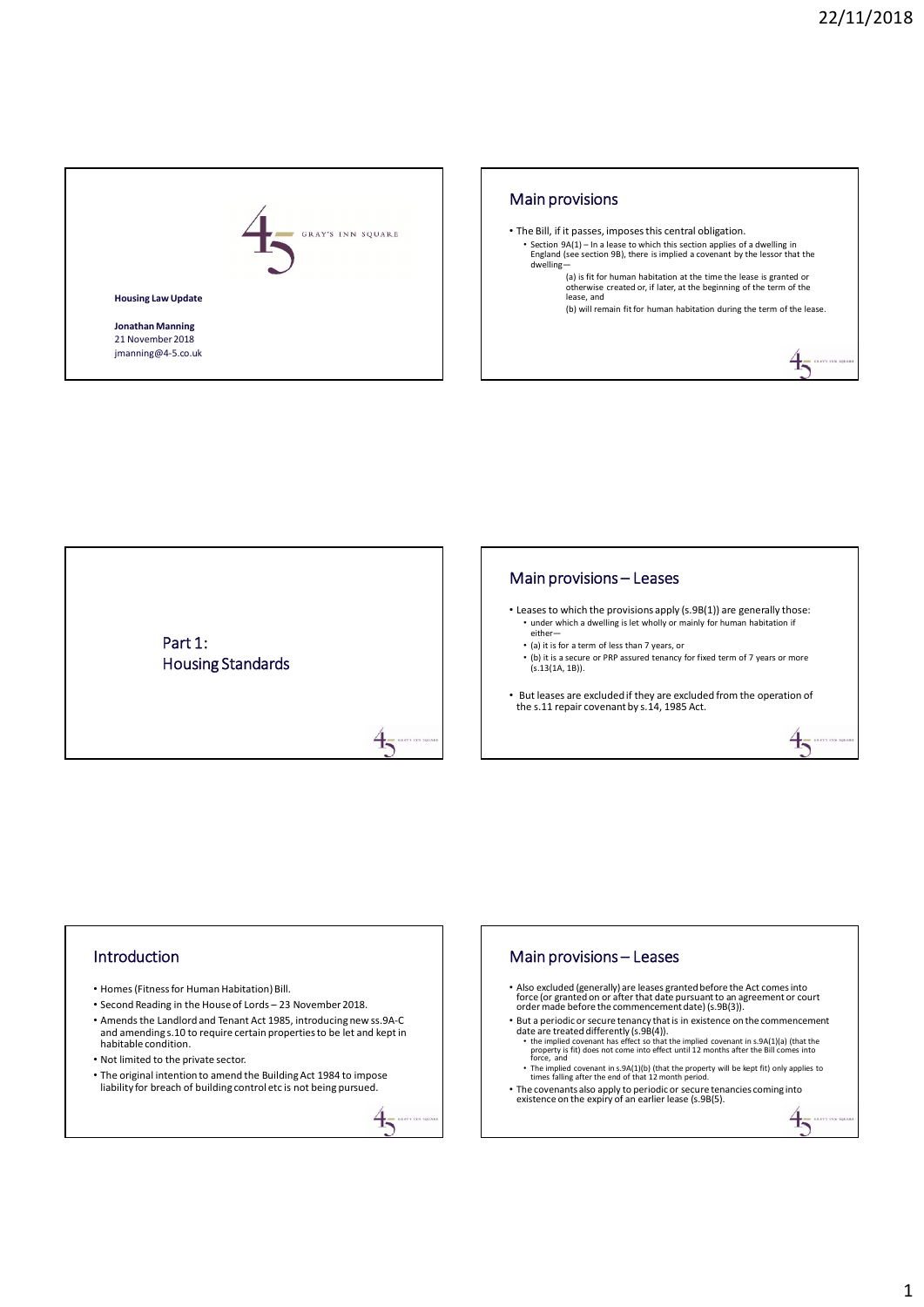**Housing Law Update**

**Jonathan Manning**
21 November 2018
jmanning@4-5.co.uk

## Part 1: Housing Standards

## Introduction

- Homes (Fitness for Human Habitation) Bill.
- Second Reading in the House of Lords – 23 November 2018.
- Amends the Landlord and Tenant Act 1985, introducing new ss.9A-C and amending s.10 to require certain properties to be let and kept in habitable condition.
- Not limited to the private sector.
- The original intention to amend the Building Act 1984 to impose liability for breach of building control etc is not being pursued.

## Main provisions

- The Bill, if it passes, imposes this central obligation.
  - Section 9A(1) – In a lease to which this section applies of a dwelling in England (see section 9B), there is implied a covenant by the lessor that the dwelling—
    - (a) is fit for human habitation at the time the lease is granted or otherwise created or, if later, at the beginning of the term of the lease, and
    - (b) will remain fit for human habitation during the term of the lease.

## Main provisions – Leases

- Leases to which the provisions apply (s.9B(1)) are generally those:
  - under which a dwelling is let wholly or mainly for human habitation if either—
  - (a) it is for a term of less than 7 years, or
  - (b) it is a secure or PRP assured tenancy for fixed term of 7 years or more (s.13(1A, 1B)).
- But leases are excluded if they are excluded from the operation of the s.11 repair covenant by s.14, 1985 Act.

## Main provisions – Leases

- Also excluded (generally) are leases granted before the Act comes into force (or granted on or after that date pursuant to an agreement or court order made before the commencement date) (s.9B(3)).
- But a periodic or secure tenancy that is in existence on the commencement date are treated differently (s.9B(4)).
  - the implied covenant has effect so that the implied covenant in s.9A(1)(a) (that the property is fit) does not come into effect until 12 months after the Bill comes into force, and
  - The implied covenant in s.9A(1)(b) (that the property will be kept fit) only applies to times falling after the end of that 12 month period.
- The covenants also apply to periodic or secure tenancies coming into existence on the expiry of an earlier lease (s.9B(5).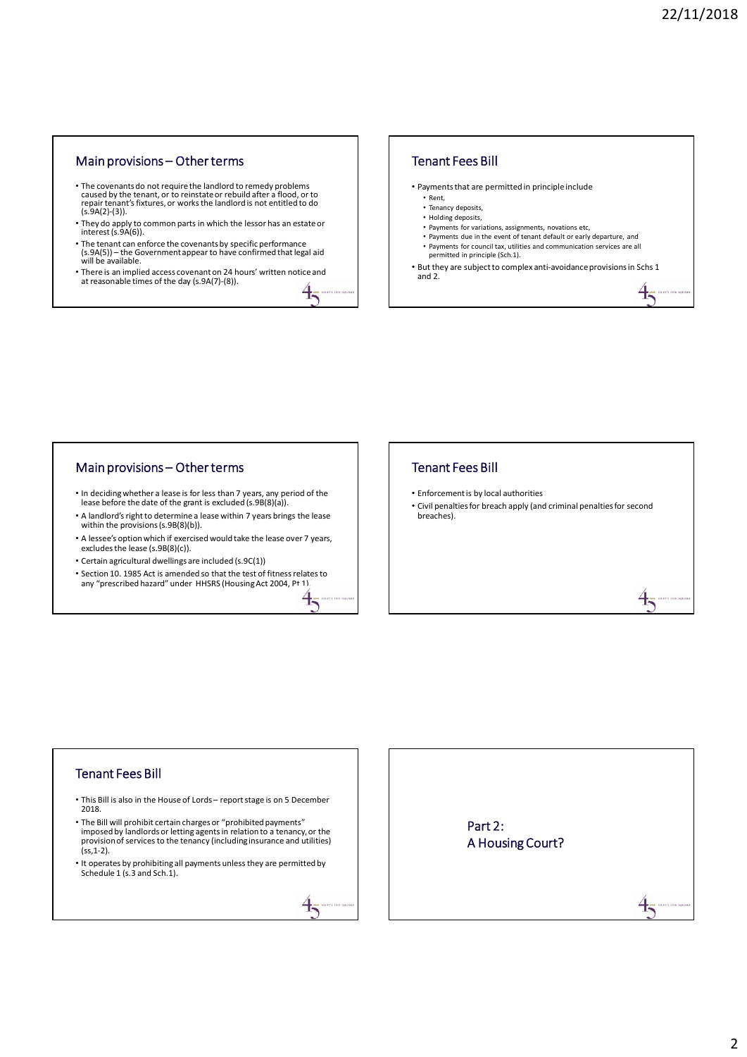## Main provisions – Other terms

- The covenants do not require the landlord to remedy problems caused by the tenant, or to reinstate or rebuild after a flood, or to repair tenant's fixtures, or works the landlord is not entitled to do (s.9A(2)-(3)).
- They do apply to common parts in which the lessor has an estate or interest (s.9A(6)).
- The tenant can enforce the covenants by specific performance (s.9A(5)) – the Government appear to have confirmed that legal aid will be available.
- There is an implied access covenant on 24 hours' written notice and at reasonable times of the day (s.9A(7)-(8)).

## Tenant Fees Bill

- Payments that are permitted in principle include
  - Rent,
  - Tenancy deposits,
  - Holding deposits,
  - Payments for variations, assignments, novations etc,
  - Payments due in the event of tenant default or early departure, and
  - Payments for council tax, utilities and communication services are all permitted in principle (Sch.1).
- But they are subject to complex anti-avoidance provisions in Schs 1 and 2.

## Main provisions – Other terms

- In deciding whether a lease is for less than 7 years, any period of the lease before the date of the grant is excluded (s.9B(8)(a)).
- A landlord's right to determine a lease within 7 years brings the lease within the provisions (s.9B(8)(b)).
- A lessee's option which if exercised would take the lease over 7 years, excludes the lease (s.9B(8)(c)).
- Certain agricultural dwellings are included (s.9C(1))
- Section 10. 1985 Act is amended so that the test of fitness relates to any "prescribed hazard" under HHSRS (Housing Act 2004, Pt 1).

## Tenant Fees Bill

- Enforcement is by local authorities
- Civil penalties for breach apply (and criminal penalties for second breaches).

## Tenant Fees Bill

- This Bill is also in the House of Lords – report stage is on 5 December 2018.
- The Bill will prohibit certain charges or "prohibited payments" imposed by landlords or letting agents in relation to a tenancy, or the provision of services to the tenancy (including insurance and utilities) (ss,1-2).
- It operates by prohibiting all payments unless they are permitted by Schedule 1 (s.3 and Sch.1).

## Part 2: A Housing Court?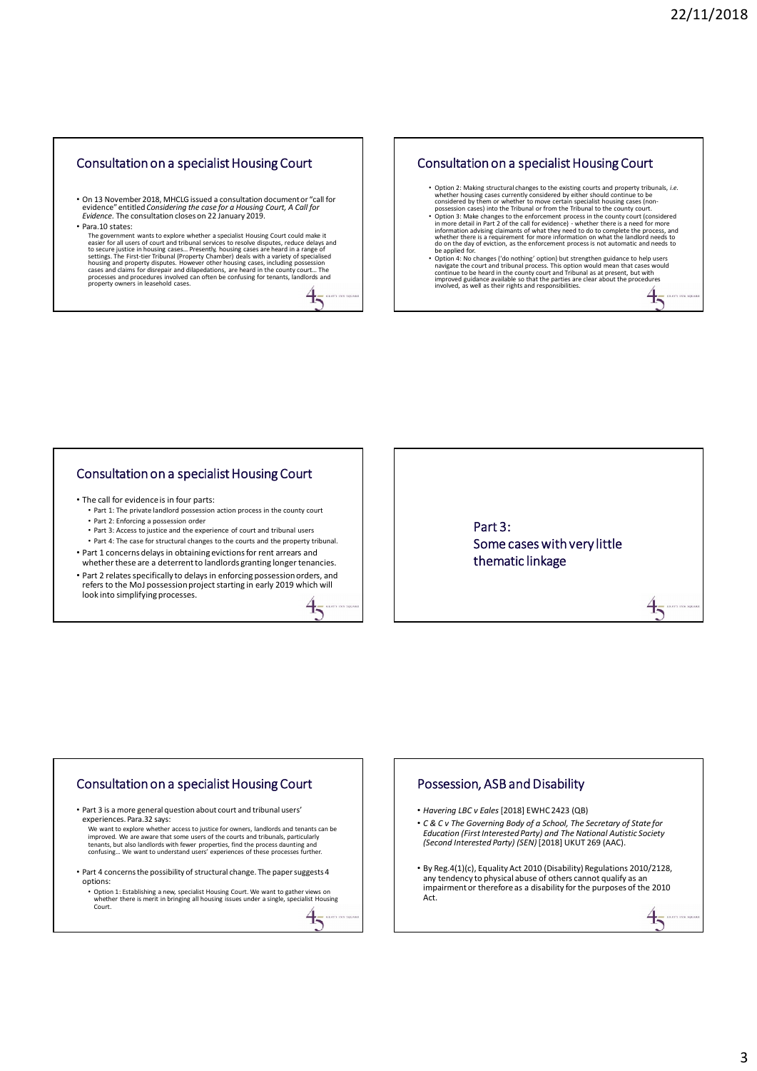## Consultation on a specialist Housing Court

- On 13 November 2018, MHCLG issued a consultation document or "call for evidence" entitled *Considering the case for a Housing Court, A Call for Evidence*. The consultation closes on 22 January 2019.
- Para.10 states:

  The government wants to explore whether a specialist Housing Court could make it easier for all users of court and tribunal services to resolve disputes, reduce delays and to secure justice in housing cases… Presently, housing cases are heard in a range of settings. The First-tier Tribunal (Property Chamber) deals with a variety of specialised housing and property disputes. However other housing cases, including possession cases and claims for disrepair and dilapedations, are heard in the county court… The processes and procedures involved can often be confusing for tenants, landlords and property owners in leasehold cases.

## Consultation on a specialist Housing Court

- Option 2: Making structural changes to the existing courts and property tribunals, *i.e.* whether housing cases currently considered by either should continue to be considered by them or whether to move certain specialist housing cases (non-possession cases) into the Tribunal or from the Tribunal to the county court.
- Option 3: Make changes to the enforcement process in the county court (considered in more detail in Part 2 of the call for evidence) - whether there is a need for more information advising claimants of what they need to do to complete the process, and whether there is a requirement for more information on what the landlord needs to do on the day of eviction, as the enforcement process is not automatic and needs to be applied for.
- Option 4: No changes ('do nothing' option) but strengthen guidance to help users navigate the court and tribunal process. This option would mean that cases would continue to be heard in the county court and Tribunal as at present, but with improved guidance available so that the parties are clear about the procedures involved, as well as their rights and responsibilities.

## Consultation on a specialist Housing Court

- The call for evidence is in four parts:
  - Part 1: The private landlord possession action process in the county court
  - Part 2: Enforcing a possession order
  - Part 3: Access to justice and the experience of court and tribunal users
  - Part 4: The case for structural changes to the courts and the property tribunal.
- Part 1 concerns delays in obtaining evictions for rent arrears and whether these are a deterrent to landlords granting longer tenancies.
- Part 2 relates specifically to delays in enforcing possession orders, and refers to the MoJ possession project starting in early 2019 which will look into simplifying processes.

## Part 3: Some cases with very little thematic linkage

## Consultation on a specialist Housing Court

- Part 3 is a more general question about court and tribunal users' experiences. Para.32 says:

  We want to explore whether access to justice for owners, landlords and tenants can be improved. We are aware that some users of the courts and tribunals, particularly tenants, but also landlords with fewer properties, find the process daunting and confusing… We want to understand users' experiences of these processes further.

- Part 4 concerns the possibility of structural change. The paper suggests 4 options:
  - Option 1: Establishing a new, specialist Housing Court. We want to gather views on whether there is merit in bringing all housing issues under a single, specialist Housing Court.

## Possession, ASB and Disability

- *Havering LBC v Eales* [2018] EWHC 2423 (QB)
- *C & C v The Governing Body of a School, The Secretary of State for Education (First Interested Party) and The National Autistic Society (Second Interested Party) (SEN)* [2018] UKUT 269 (AAC).
- By Reg.4(1)(c), Equality Act 2010 (Disability) Regulations 2010/2128, any tendency to physical abuse of others cannot qualify as an impairment or therefore as a disability for the purposes of the 2010 Act.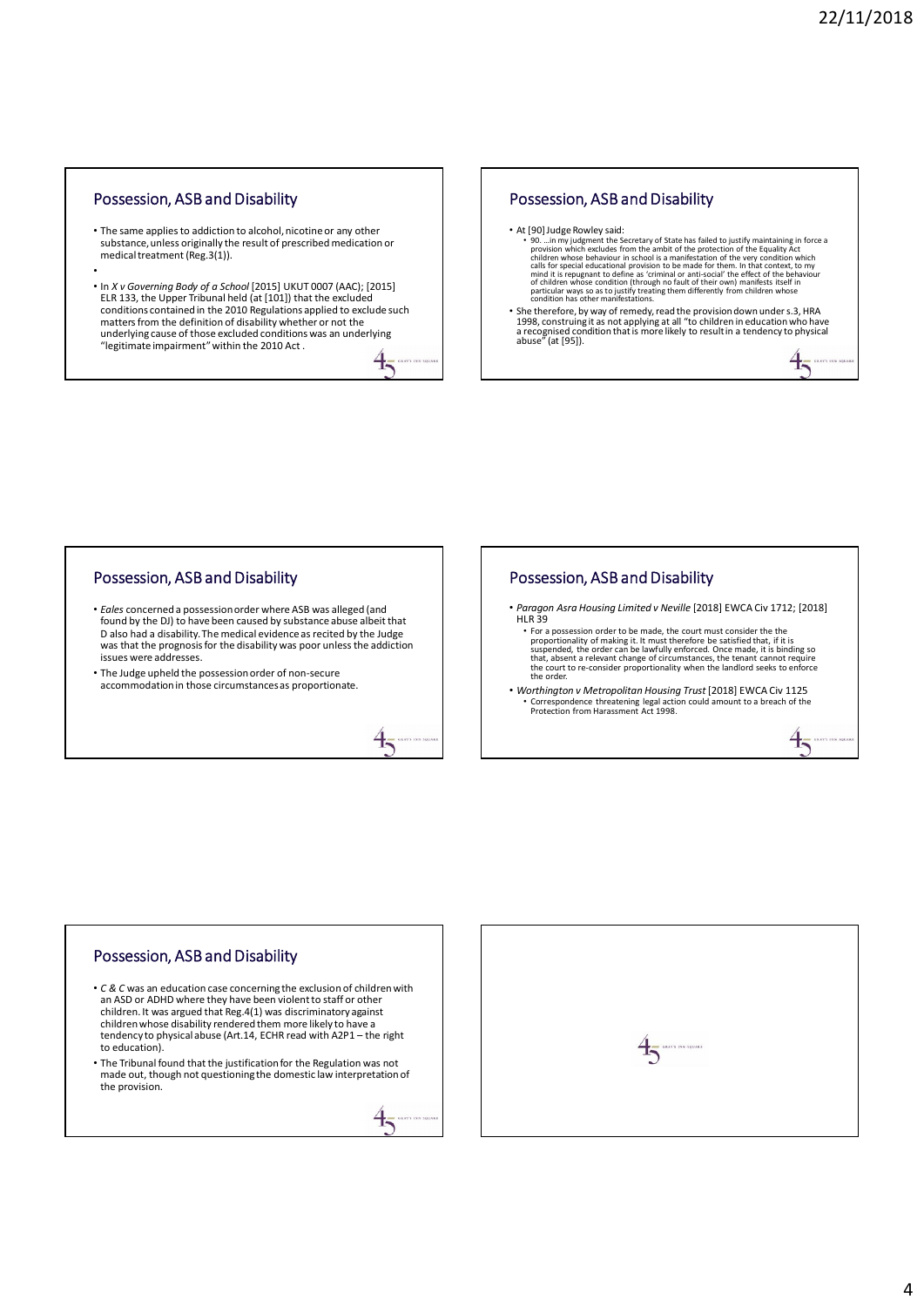## Possession, ASB and Disability

- The same applies to addiction to alcohol, nicotine or any other substance, unless originally the result of prescribed medication or medical treatment (Reg.3(1)).
- In *X v Governing Body of a School* [2015] UKUT 0007 (AAC); [2015] ELR 133, the Upper Tribunal held (at [101]) that the excluded conditions contained in the 2010 Regulations applied to exclude such matters from the definition of disability whether or not the underlying cause of those excluded conditions was an underlying "legitimate impairment" within the 2010 Act .

## Possession, ASB and Disability

- At [90] Judge Rowley said:
  - 90. …in my judgment the Secretary of State has failed to justify maintaining in force a provision which excludes from the ambit of the protection of the Equality Act children whose behaviour in school is a manifestation of the very condition which calls for special educational provision to be made for them. In that context, to my mind it is repugnant to define as 'criminal or anti-social' the effect of the behaviour of children whose condition (through no fault of their own) manifests itself in particular ways so as to justify treating them differently from children whose condition has other manifestations.
- She therefore, by way of remedy, read the provision down under s.3, HRA 1998, construing it as not applying at all "to children in education who have a recognised condition that is more likely to result in a tendency to physical abuse" (at [95]).

## Possession, ASB and Disability

- *Eales* concerned a possession order where ASB was alleged (and found by the DJ) to have been caused by substance abuse albeit that D also had a disability. The medical evidence as recited by the Judge was that the prognosis for the disability was poor unless the addiction issues were addressed.
- The Judge upheld the possession order of non-secure accommodation in those circumstances as proportionate.

## Possession, ASB and Disability

- *Paragon Asra Housing Limited v Neville* [2018] EWCA Civ 1712; [2018] HLR 39
  - For a possession order to be made, the court must consider the the proportionality of making it. It must therefore be satisfied that, if it is suspended, the order can be lawfully enforced. Once made, it is binding so that, absent a relevant change of circumstances, the tenant cannot require the court to re-consider proportionality when the landlord seeks to enforce the order.
- *Worthington v Metropolitan Housing Trust* [2018] EWCA Civ 1125
  - Correspondence threatening legal action could amount to a breach of the Protection from Harassment Act 1998.

## Possession, ASB and Disability

- *C & C* was an education case concerning the exclusion of children with an ASD or ADHD where they have been violent to staff or other children. It was argued that Reg.4(1) was discriminatory against children whose disability rendered them more likely to have a tendency to physical abuse (Art.14, ECHR read with A2P1 – the right to education).
- The Tribunal found that the justification for the Regulation was not made out, though not questioning the domestic law interpretation of the provision.